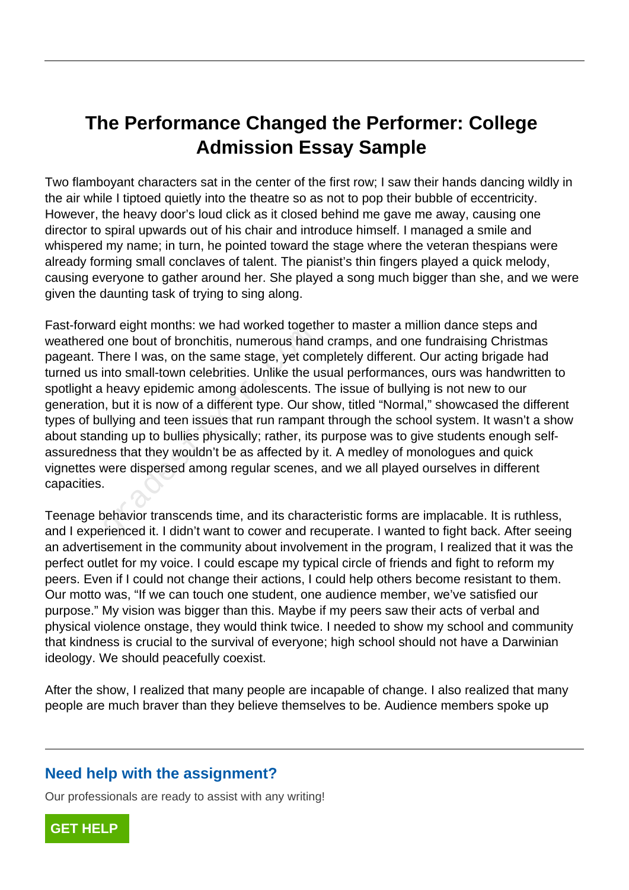# The Performance Changed the Performer: College Admission Essay Sample

Two flamboyant characters sat in the center of the first row; I saw their hands dancing wildly in the air while I tiptoed quietly into the theatre so as not to pop their bubble of eccentricity. However, the heavy door's loud click as it closed behind me gave me away, causing one director to spiral upwards out of his chair and introduce himself. I managed a smile and whispered my name; in turn, he pointed toward the stage where the veteran thespians were already forming small conclaves of talent. The pianist's thin fingers played a quick melody, causing everyone to gather around her. She played a song much bigger than she, and we were given the daunting task of trying to sing along.

Fast-forward eight months: we had worked together to master a million dance steps and weathered one bout of bronchitis, numerous hand cramps, and one fundraising Christmas pageant. There I was, on the same stage, yet completely different. Our acting brigade had turned us into small-town celebrities. Unlike the usual performances, ours was handwritten to spotlight a heavy epidemic among adolescents. The issue of bullying is not new to our generation, but it is now of a different type. Our show, titled "Normal," showcased the different types of bullying and teen issues that run rampant through the school system. It wasn't a show about standing up to bullies physically; rather, its purpose was to give students enough self-assuredness that they wouldn't be as affected by it. A medley of monologues and quick vignettes were dispersed among regular scenes, and we all played ourselves in different capacities.

Teenage behavior transcends time, and its characteristic forms are implacable. It is ruthless, and I experienced it. I didn't want to cower and recuperate. I wanted to fight back. After seeing an advertisement in the community about involvement in the program, I realized that it was the perfect outlet for my voice. I could escape my typical circle of friends and fight to reform my peers. Even if I could not change their actions, I could help others become resistant to them. Our motto was, "If we can touch one student, one audience member, we've satisfied our purpose." My vision was bigger than this. Maybe if my peers saw their acts of verbal and physical violence onstage, they would think twice. I needed to show my school and community that kindness is crucial to the survival of everyone; high school should not have a Darwinian ideology. We should peacefully coexist.

After the show, I realized that many people are incapable of change. I also realized that many people are much braver than they believe themselves to be. Audience members spoke up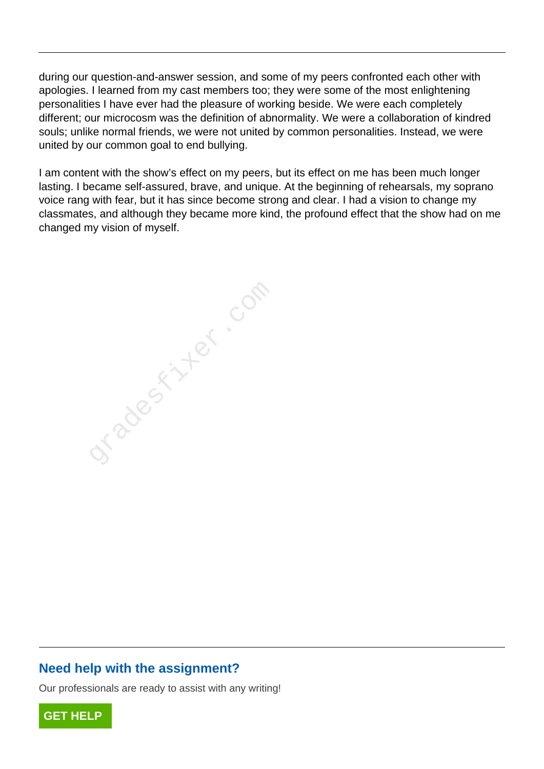during our question-and-answer session, and some of my peers confronted each other with apologies. I learned from my cast members too; they were some of the most enlightening personalities I have ever had the pleasure of working beside. We were each completely different; our microcosm was the definition of abnormality. We were a collaboration of kindred souls; unlike normal friends, we were not united by common personalities. Instead, we were united by our common goal to end bullying.

I am content with the show's effect on my peers, but its effect on me has been much longer lasting. I became self-assured, brave, and unique. At the beginning of rehearsals, my soprano voice rang with fear, but it has since become strong and clear. I had a vision to change my classmates, and although they became more kind, the profound effect that the show had on me changed my vision of myself.

## Need help with the assignment?

Our professionals are ready to assist with any writing!

**GET HELP**